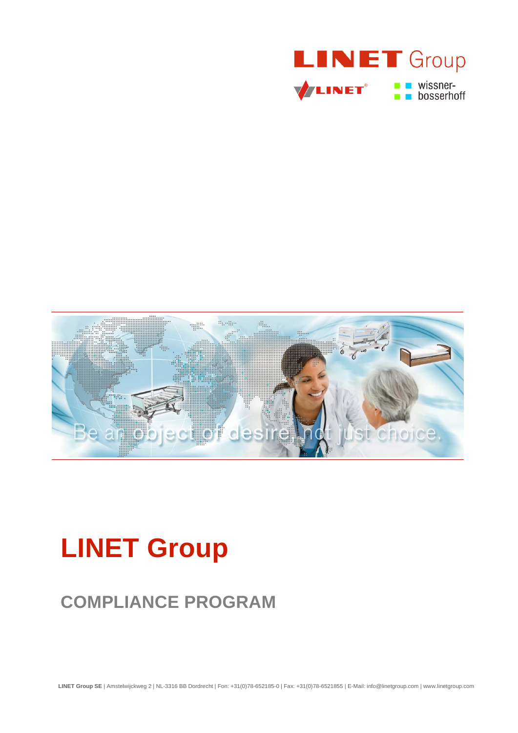# LINET Group

## COMPLIANCE PROGRAM

**LINET Group SE** | Amstelwijckweg 2 | NL-3316 BB Dordrecht | Fon: +31(0)78-652185-0 | Fax: +31(0)78-6521855 | E-Mail: info@linetgroup.com | www.linetgroup.com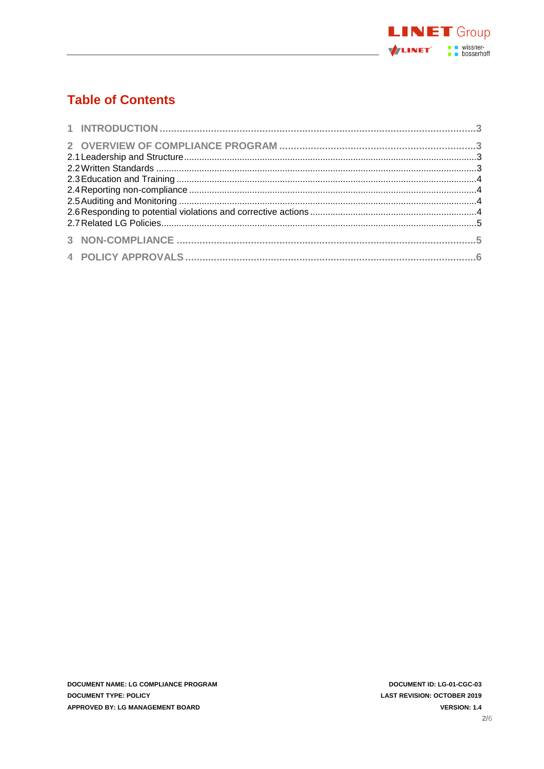# Table of Contents

1 INTRODUCTION ....................................................................................................3

2 OVERVIEW OF COMPLIANCE PROGRAM ...........................................................3

2.1 Leadership and Structure.......................................................................................3

2.2 Written Standards ...................................................................................................3

2.3 Education and Training ...........................................................................................4

2.4 Reporting non-compliance .......................................................................................4

2.5 Auditing and Monitoring ...........................................................................................4

2.6 Responding to potential violations and corrective actions ........................................4

2.7 Related LG Policies..................................................................................................5

3 NON-COMPLIANCE ..............................................................................................5

4 POLICY APPROVALS ............................................................................................6

DOCUMENT NAME: LG COMPLIANCE PROGRAM
DOCUMENT TYPE: POLICY
APPROVED BY: LG MANAGEMENT BOARD

DOCUMENT ID: LG-01-CGC-03
LAST REVISION: OCTOBER 2019
VERSION: 1.4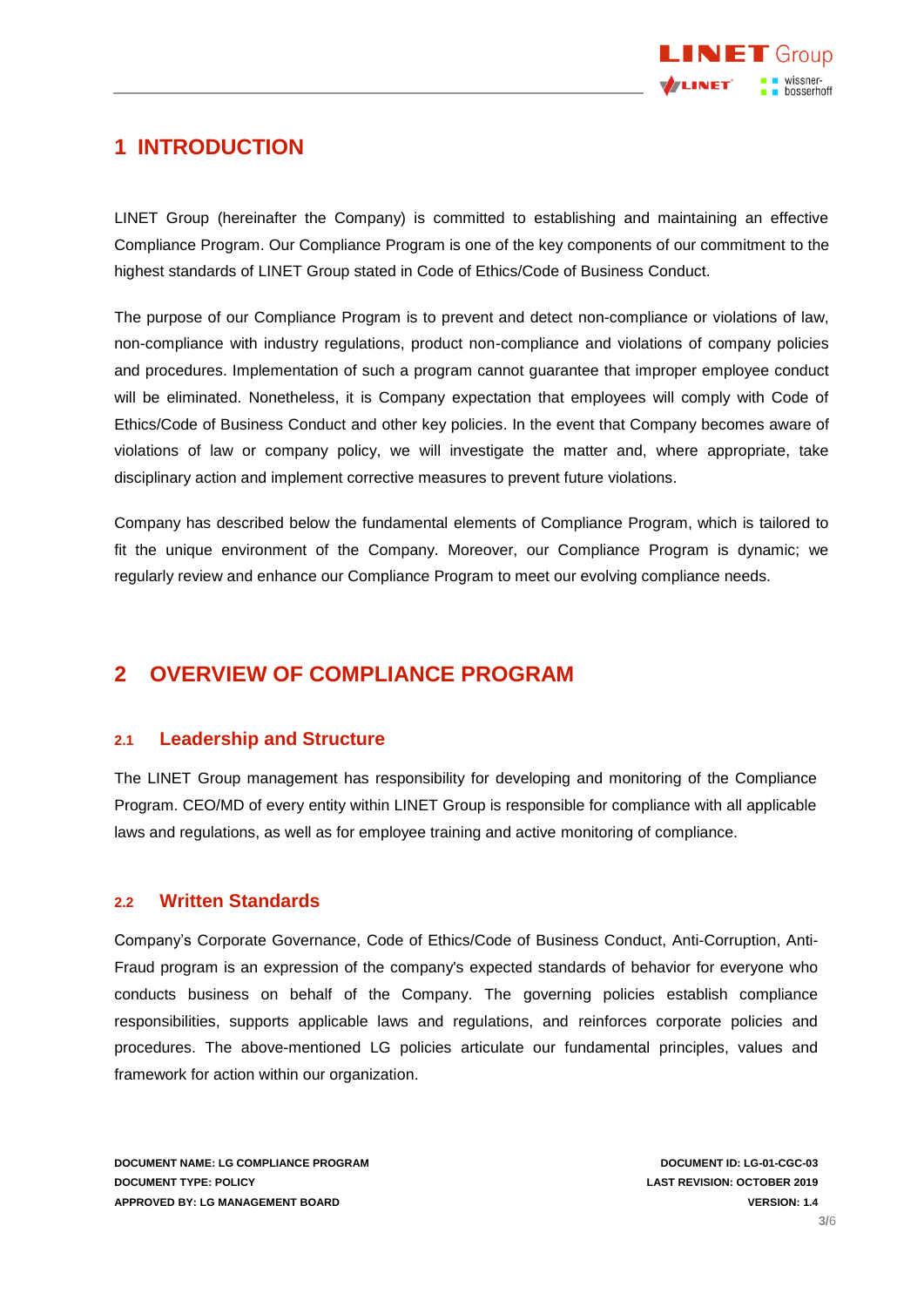# 1 INTRODUCTION

LINET Group (hereinafter the Company) is committed to establishing and maintaining an effective Compliance Program. Our Compliance Program is one of the key components of our commitment to the highest standards of LINET Group stated in Code of Ethics/Code of Business Conduct.

The purpose of our Compliance Program is to prevent and detect non-compliance or violations of law, non-compliance with industry regulations, product non-compliance and violations of company policies and procedures. Implementation of such a program cannot guarantee that improper employee conduct will be eliminated. Nonetheless, it is Company expectation that employees will comply with Code of Ethics/Code of Business Conduct and other key policies. In the event that Company becomes aware of violations of law or company policy, we will investigate the matter and, where appropriate, take disciplinary action and implement corrective measures to prevent future violations.

Company has described below the fundamental elements of Compliance Program, which is tailored to fit the unique environment of the Company. Moreover, our Compliance Program is dynamic; we regularly review and enhance our Compliance Program to meet our evolving compliance needs.

# 2 OVERVIEW OF COMPLIANCE PROGRAM

## 2.1 Leadership and Structure

The LINET Group management has responsibility for developing and monitoring of the Compliance Program. CEO/MD of every entity within LINET Group is responsible for compliance with all applicable laws and regulations, as well as for employee training and active monitoring of compliance.

## 2.2 Written Standards

Company's Corporate Governance, Code of Ethics/Code of Business Conduct, Anti-Corruption, Anti-Fraud program is an expression of the company's expected standards of behavior for everyone who conducts business on behalf of the Company. The governing policies establish compliance responsibilities, supports applicable laws and regulations, and reinforces corporate policies and procedures. The above-mentioned LG policies articulate our fundamental principles, values and framework for action within our organization.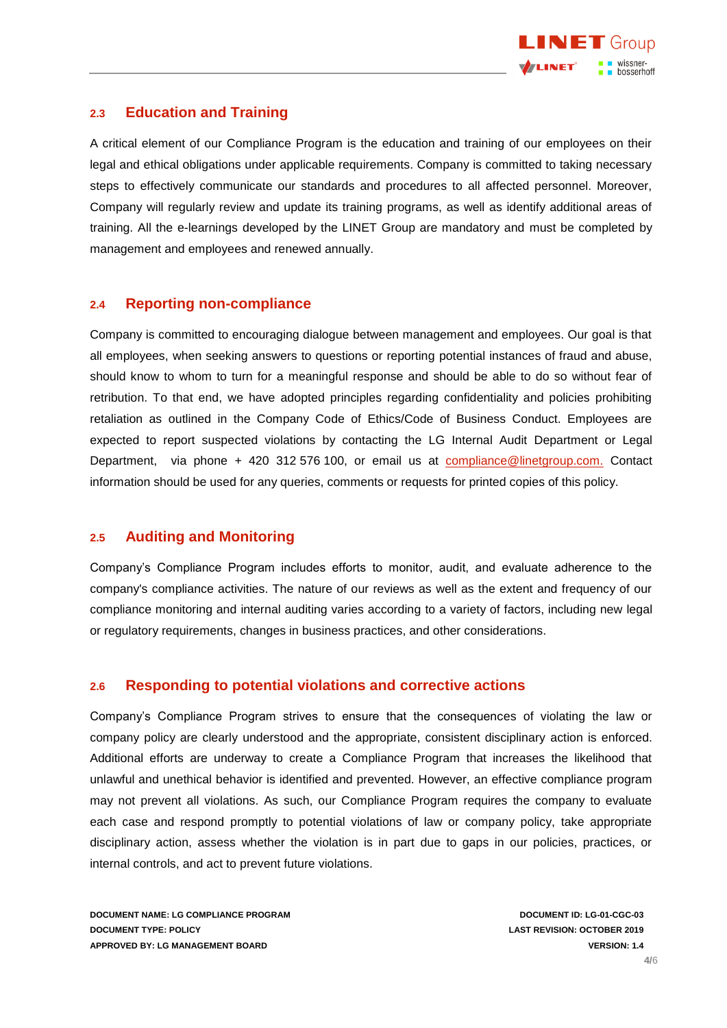## 2.3 Education and Training

A critical element of our Compliance Program is the education and training of our employees on their legal and ethical obligations under applicable requirements. Company is committed to taking necessary steps to effectively communicate our standards and procedures to all affected personnel. Moreover, Company will regularly review and update its training programs, as well as identify additional areas of training. All the e-learnings developed by the LINET Group are mandatory and must be completed by management and employees and renewed annually.

## 2.4 Reporting non-compliance

Company is committed to encouraging dialogue between management and employees. Our goal is that all employees, when seeking answers to questions or reporting potential instances of fraud and abuse, should know to whom to turn for a meaningful response and should be able to do so without fear of retribution. To that end, we have adopted principles regarding confidentiality and policies prohibiting retaliation as outlined in the Company Code of Ethics/Code of Business Conduct. Employees are expected to report suspected violations by contacting the LG Internal Audit Department or Legal Department, via phone + 420 312 576 100, or email us at compliance@linetgroup.com. Contact information should be used for any queries, comments or requests for printed copies of this policy.

## 2.5 Auditing and Monitoring

Company's Compliance Program includes efforts to monitor, audit, and evaluate adherence to the company's compliance activities. The nature of our reviews as well as the extent and frequency of our compliance monitoring and internal auditing varies according to a variety of factors, including new legal or regulatory requirements, changes in business practices, and other considerations.

## 2.6 Responding to potential violations and corrective actions

Company's Compliance Program strives to ensure that the consequences of violating the law or company policy are clearly understood and the appropriate, consistent disciplinary action is enforced. Additional efforts are underway to create a Compliance Program that increases the likelihood that unlawful and unethical behavior is identified and prevented. However, an effective compliance program may not prevent all violations. As such, our Compliance Program requires the company to evaluate each case and respond promptly to potential violations of law or company policy, take appropriate disciplinary action, assess whether the violation is in part due to gaps in our policies, practices, or internal controls, and act to prevent future violations.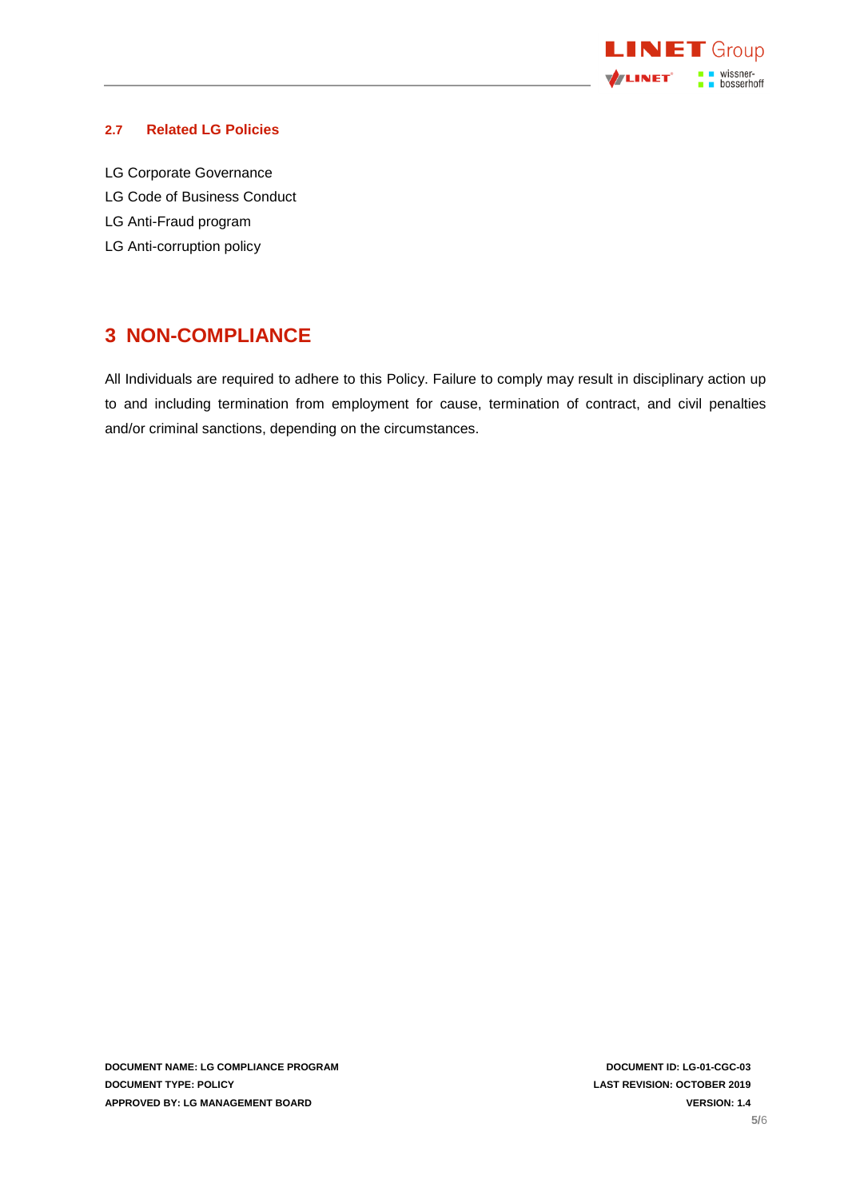### 2.7 Related LG Policies

LG Corporate Governance
LG Code of Business Conduct
LG Anti-Fraud program
LG Anti-corruption policy

# 3 NON-COMPLIANCE

All Individuals are required to adhere to this Policy. Failure to comply may result in disciplinary action up to and including termination from employment for cause, termination of contract, and civil penalties and/or criminal sanctions, depending on the circumstances.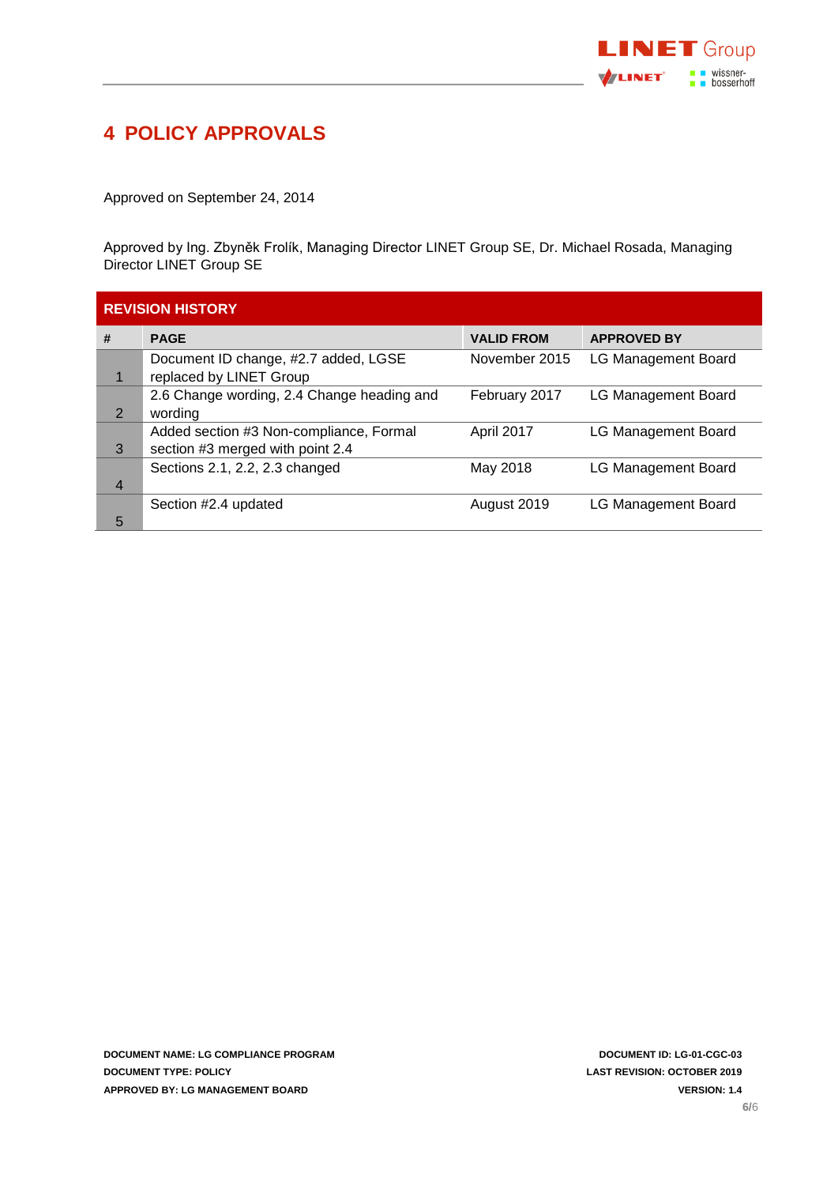## 4 POLICY APPROVALS

Approved on September 24, 2014

Approved by Ing. Zbyněk Frolík, Managing Director LINET Group SE, Dr. Michael Rosada, Managing Director LINET Group SE

**REVISION HISTORY**

| # | PAGE | VALID FROM | APPROVED BY |
|---|---|---|---|
| 1 | Document ID change, #2.7 added, LGSE replaced by LINET Group | November 2015 | LG Management Board |
| 2 | 2.6 Change wording, 2.4 Change heading and wording | February 2017 | LG Management Board |
| 3 | Added section #3 Non-compliance, Formal section #3 merged with point 2.4 | April 2017 | LG Management Board |
| 4 | Sections 2.1, 2.2, 2.3 changed | May 2018 | LG Management Board |
| 5 | Section #2.4 updated | August 2019 | LG Management Board |